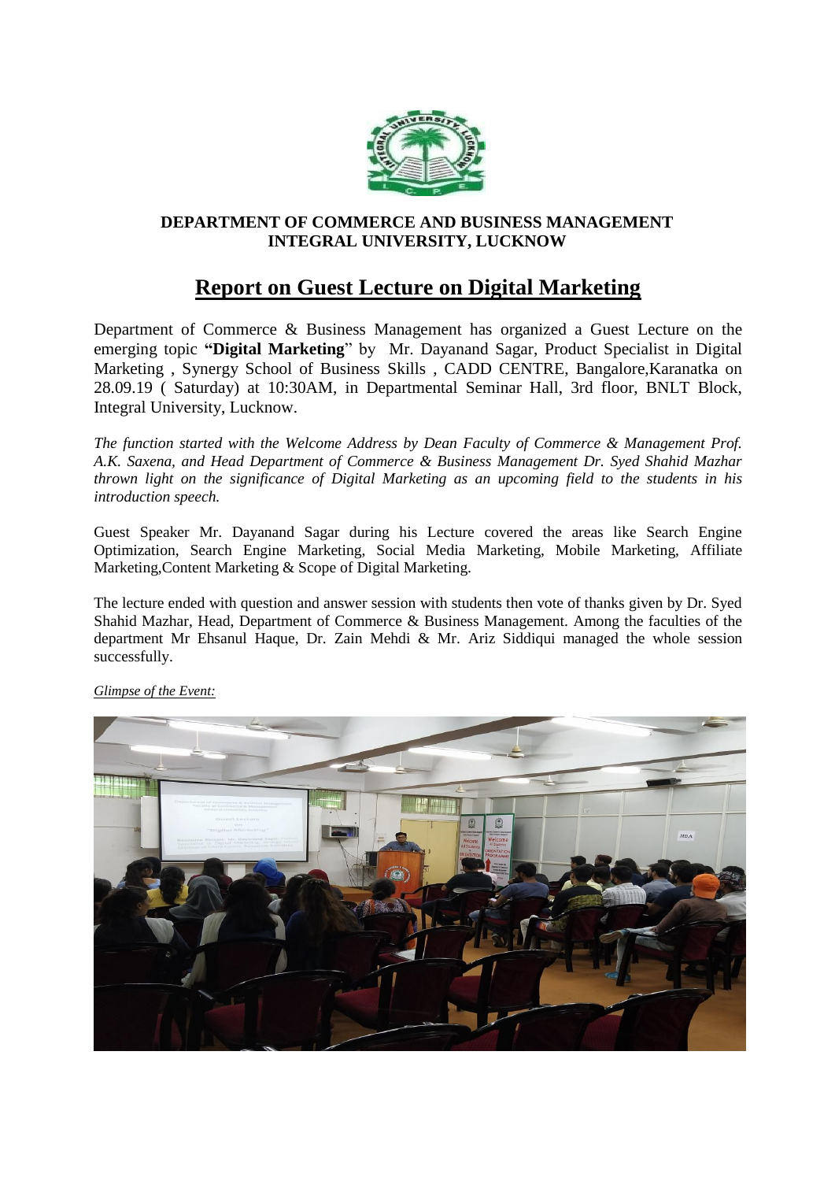**DEPARTMENT OF COMMERCE AND BUSINESS MANAGEMENT**
**INTEGRAL UNIVERSITY, LUCKNOW**

# Report on Guest Lecture on Digital Marketing

Department of Commerce & Business Management has organized a Guest Lecture on the emerging topic **"Digital Marketing**" by Mr. Dayanand Sagar, Product Specialist in Digital Marketing , Synergy School of Business Skills , CADD CENTRE, Bangalore,Karanatka on 28.09.19 ( Saturday) at 10:30AM, in Departmental Seminar Hall, 3rd floor, BNLT Block, Integral University, Lucknow.

*The function started with the Welcome Address by Dean Faculty of Commerce & Management Prof. A.K. Saxena, and Head Department of Commerce & Business Management Dr. Syed Shahid Mazhar thrown light on the significance of Digital Marketing as an upcoming field to the students in his introduction speech.*

Guest Speaker Mr. Dayanand Sagar during his Lecture covered the areas like Search Engine Optimization, Search Engine Marketing, Social Media Marketing, Mobile Marketing, Affiliate Marketing,Content Marketing & Scope of Digital Marketing.

The lecture ended with question and answer session with students then vote of thanks given by Dr. Syed Shahid Mazhar, Head, Department of Commerce & Business Management. Among the faculties of the department Mr Ehsanul Haque, Dr. Zain Mehdi & Mr. Ariz Siddiqui managed the whole session successfully.

*Glimpse of the Event:*